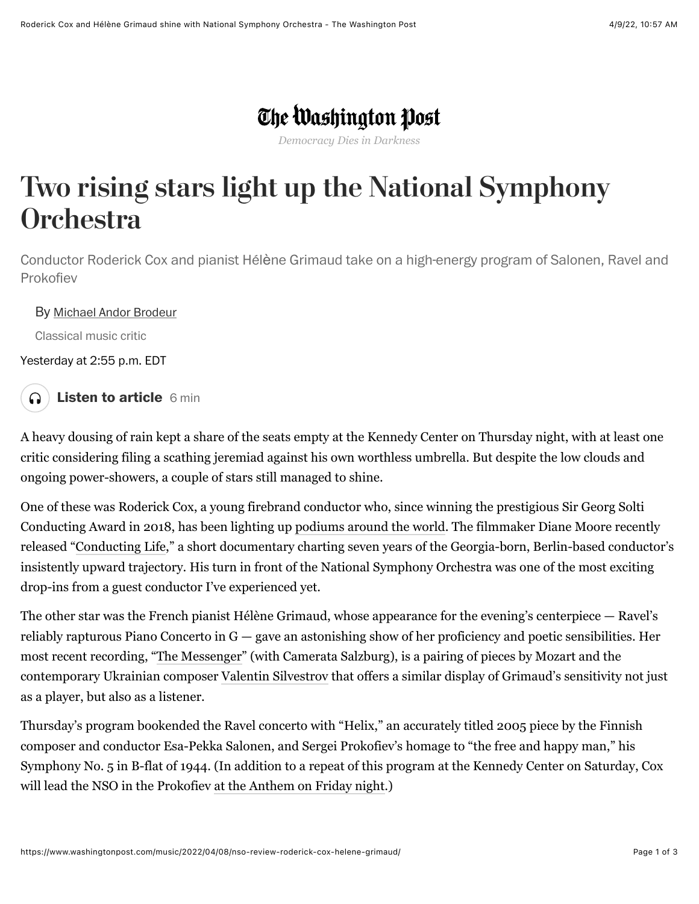The Washington Post

*Democracy Dies in Darkness*

# Two rising stars light up the National Symphony Orchestra

Conductor Roderick Cox and pianist Hélène Grimaud take on a high-energy program of Salonen, Ravel and Prokofiev

By Michael Andor Brodeur

Classical music critic

Yesterday at 2:55 p.m. EDT

**Listen to article** 6 min

A heavy dousing of rain kept a share of the seats empty at the Kennedy Center on Thursday night, with at least one critic considering filing a scathing jeremiad against his own worthless umbrella. But despite the low clouds and ongoing power-showers, a couple of stars still managed to shine.

One of these was Roderick Cox, a young firebrand conductor who, since winning the prestigious Sir Georg Solti Conducting Award in 2018, has been lighting up podiums around the world. The filmmaker Diane Moore recently released "Conducting Life," a short documentary charting seven years of the Georgia-born, Berlin-based conductor's insistently upward trajectory. His turn in front of the National Symphony Orchestra was one of the most exciting drop-ins from a guest conductor I've experienced yet.

The other star was the French pianist Hélène Grimaud, whose appearance for the evening's centerpiece — Ravel's reliably rapturous Piano Concerto in G — gave an astonishing show of her proficiency and poetic sensibilities. Her most recent recording, "The Messenger" (with Camerata Salzburg), is a pairing of pieces by Mozart and the contemporary Ukrainian composer Valentin Silvestrov that offers a similar display of Grimaud's sensitivity not just as a player, but also as a listener.

Thursday's program bookended the Ravel concerto with "Helix," an accurately titled 2005 piece by the Finnish composer and conductor Esa-Pekka Salonen, and Sergei Prokofiev's homage to "the free and happy man," his Symphony No. 5 in B-flat of 1944. (In addition to a repeat of this program at the Kennedy Center on Saturday, Cox will lead the NSO in the Prokofiev at the Anthem on Friday night.)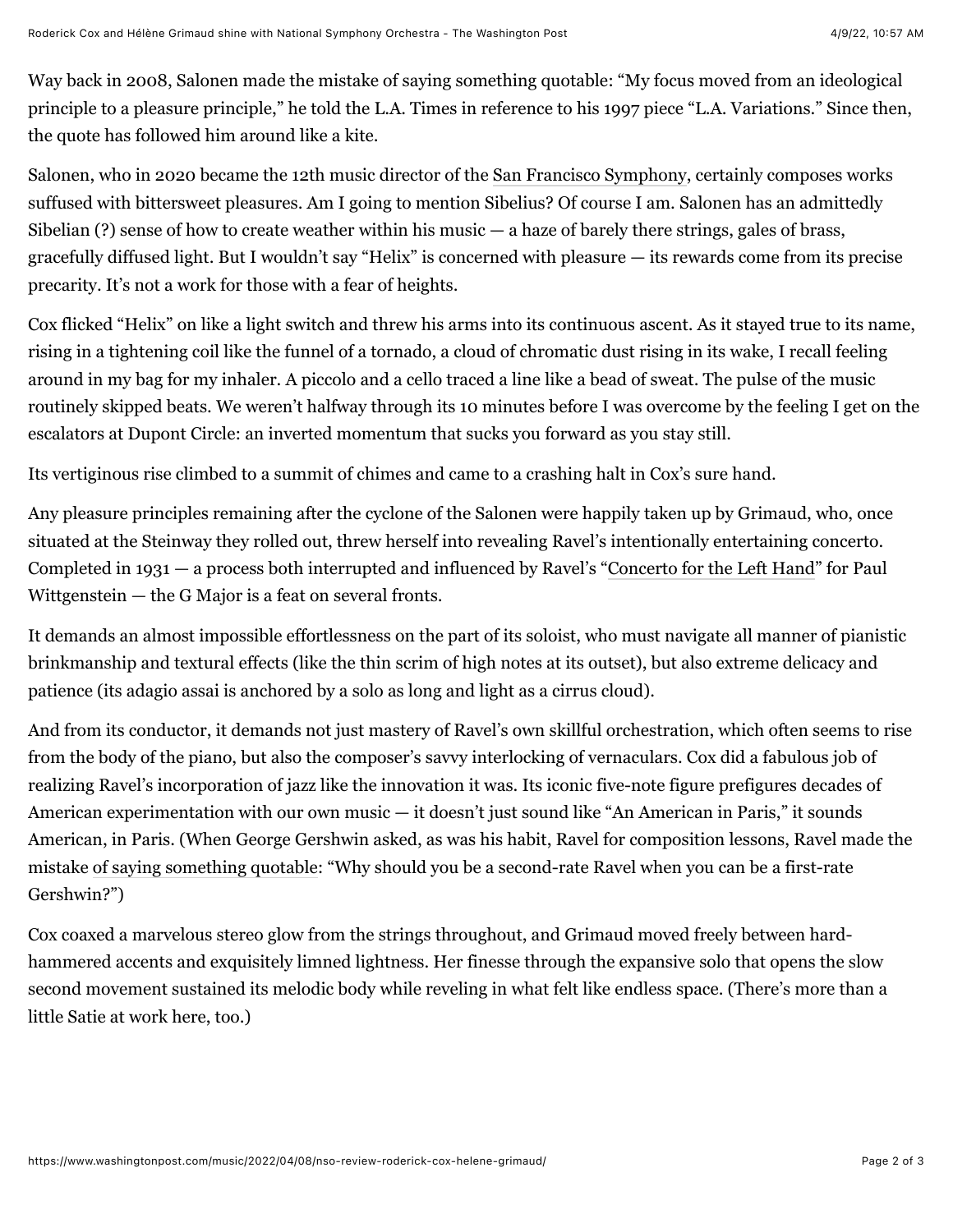Way back in 2008, Salonen made the mistake of saying something quotable: “My focus moved from an ideological principle to a pleasure principle,” he told the L.A. Times in reference to his 1997 piece “L.A. Variations.” Since then, the quote has followed him around like a kite.

Salonen, who in 2020 became the 12th music director of the San Francisco Symphony, certainly composes works suffused with bittersweet pleasures. Am I going to mention Sibelius? Of course I am. Salonen has an admittedly Sibelian (?) sense of how to create weather within his music — a haze of barely there strings, gales of brass, gracefully diffused light. But I wouldn’t say “Helix” is concerned with pleasure — its rewards come from its precise precarity. It’s not a work for those with a fear of heights.

Cox flicked “Helix” on like a light switch and threw his arms into its continuous ascent. As it stayed true to its name, rising in a tightening coil like the funnel of a tornado, a cloud of chromatic dust rising in its wake, I recall feeling around in my bag for my inhaler. A piccolo and a cello traced a line like a bead of sweat. The pulse of the music routinely skipped beats. We weren’t halfway through its 10 minutes before I was overcome by the feeling I get on the escalators at Dupont Circle: an inverted momentum that sucks you forward as you stay still.

Its vertiginous rise climbed to a summit of chimes and came to a crashing halt in Cox’s sure hand.

Any pleasure principles remaining after the cyclone of the Salonen were happily taken up by Grimaud, who, once situated at the Steinway they rolled out, threw herself into revealing Ravel’s intentionally entertaining concerto. Completed in 1931 — a process both interrupted and influenced by Ravel’s “Concerto for the Left Hand” for Paul Wittgenstein — the G Major is a feat on several fronts.

It demands an almost impossible effortlessness on the part of its soloist, who must navigate all manner of pianistic brinkmanship and textural effects (like the thin scrim of high notes at its outset), but also extreme delicacy and patience (its adagio assai is anchored by a solo as long and light as a cirrus cloud).

And from its conductor, it demands not just mastery of Ravel’s own skillful orchestration, which often seems to rise from the body of the piano, but also the composer’s savvy interlocking of vernaculars. Cox did a fabulous job of realizing Ravel’s incorporation of jazz like the innovation it was. Its iconic five-note figure prefigures decades of American experimentation with our own music — it doesn’t just sound like “An American in Paris,” it sounds American, in Paris. (When George Gershwin asked, as was his habit, Ravel for composition lessons, Ravel made the mistake of saying something quotable: “Why should you be a second-rate Ravel when you can be a first-rate Gershwin?”)

Cox coaxed a marvelous stereo glow from the strings throughout, and Grimaud moved freely between hard-hammered accents and exquisitely limned lightness. Her finesse through the expansive solo that opens the slow second movement sustained its melodic body while reveling in what felt like endless space. (There’s more than a little Satie at work here, too.)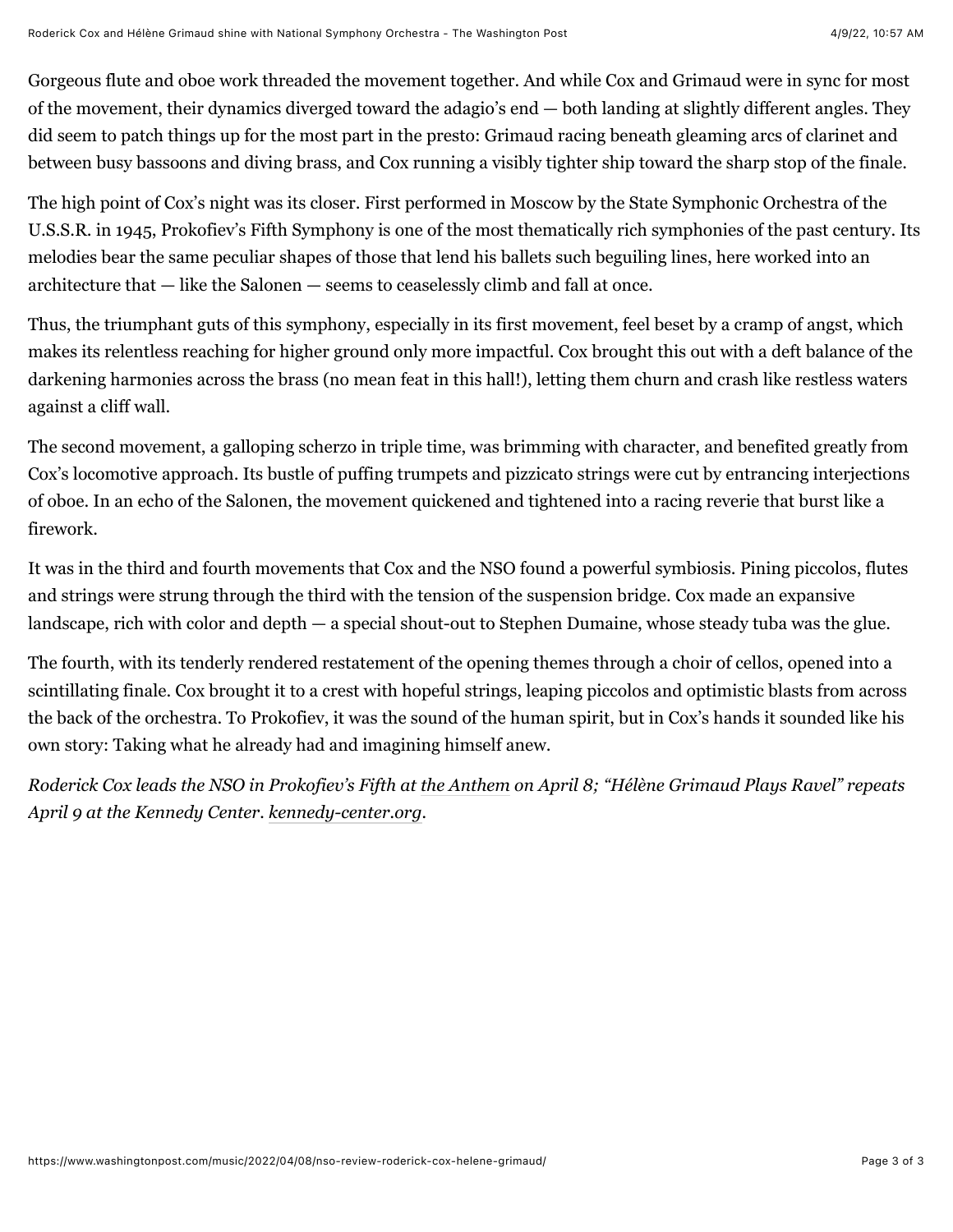Gorgeous flute and oboe work threaded the movement together. And while Cox and Grimaud were in sync for most of the movement, their dynamics diverged toward the adagio's end — both landing at slightly different angles. They did seem to patch things up for the most part in the presto: Grimaud racing beneath gleaming arcs of clarinet and between busy bassoons and diving brass, and Cox running a visibly tighter ship toward the sharp stop of the finale.

The high point of Cox's night was its closer. First performed in Moscow by the State Symphonic Orchestra of the U.S.S.R. in 1945, Prokofiev's Fifth Symphony is one of the most thematically rich symphonies of the past century. Its melodies bear the same peculiar shapes of those that lend his ballets such beguiling lines, here worked into an architecture that — like the Salonen — seems to ceaselessly climb and fall at once.

Thus, the triumphant guts of this symphony, especially in its first movement, feel beset by a cramp of angst, which makes its relentless reaching for higher ground only more impactful. Cox brought this out with a deft balance of the darkening harmonies across the brass (no mean feat in this hall!), letting them churn and crash like restless waters against a cliff wall.

The second movement, a galloping scherzo in triple time, was brimming with character, and benefited greatly from Cox's locomotive approach. Its bustle of puffing trumpets and pizzicato strings were cut by entrancing interjections of oboe. In an echo of the Salonen, the movement quickened and tightened into a racing reverie that burst like a firework.

It was in the third and fourth movements that Cox and the NSO found a powerful symbiosis. Pining piccolos, flutes and strings were strung through the third with the tension of the suspension bridge. Cox made an expansive landscape, rich with color and depth — a special shout-out to Stephen Dumaine, whose steady tuba was the glue.

The fourth, with its tenderly rendered restatement of the opening themes through a choir of cellos, opened into a scintillating finale. Cox brought it to a crest with hopeful strings, leaping piccolos and optimistic blasts from across the back of the orchestra. To Prokofiev, it was the sound of the human spirit, but in Cox's hands it sounded like his own story: Taking what he already had and imagining himself anew.

*Roderick Cox leads the NSO in Prokofiev's Fifth at the Anthem on April 8; "Hélène Grimaud Plays Ravel" repeats April 9 at the Kennedy Center. kennedy-center.org.*